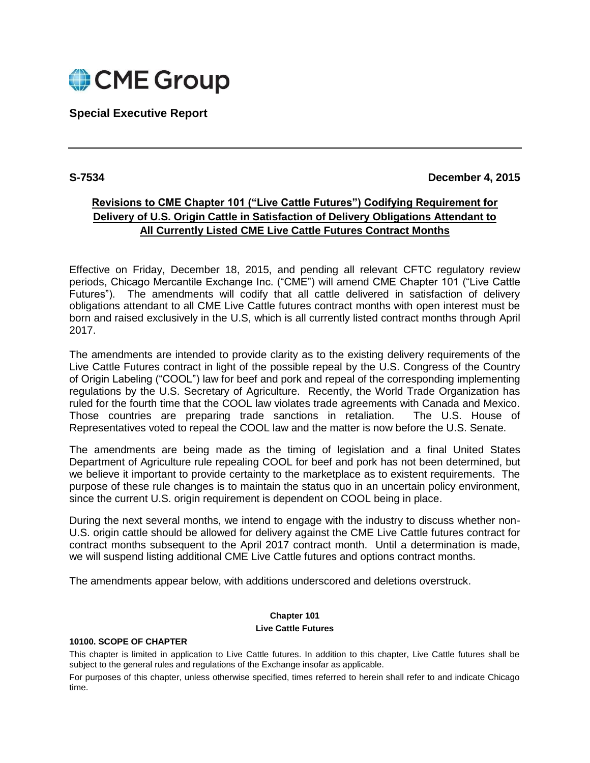CME Group

**Special Executive Report**

---

**S-7534** **December 4, 2015**

## Revisions to CME Chapter 101 ("Live Cattle Futures") Codifying Requirement for Delivery of U.S. Origin Cattle in Satisfaction of Delivery Obligations Attendant to All Currently Listed CME Live Cattle Futures Contract Months

Effective on Friday, December 18, 2015, and pending all relevant CFTC regulatory review periods, Chicago Mercantile Exchange Inc. ("CME") will amend CME Chapter 101 ("Live Cattle Futures"). The amendments will codify that all cattle delivered in satisfaction of delivery obligations attendant to all CME Live Cattle futures contract months with open interest must be born and raised exclusively in the U.S, which is all currently listed contract months through April 2017.

The amendments are intended to provide clarity as to the existing delivery requirements of the Live Cattle Futures contract in light of the possible repeal by the U.S. Congress of the Country of Origin Labeling ("COOL") law for beef and pork and repeal of the corresponding implementing regulations by the U.S. Secretary of Agriculture. Recently, the World Trade Organization has ruled for the fourth time that the COOL law violates trade agreements with Canada and Mexico. Those countries are preparing trade sanctions in retaliation. The U.S. House of Representatives voted to repeal the COOL law and the matter is now before the U.S. Senate.

The amendments are being made as the timing of legislation and a final United States Department of Agriculture rule repealing COOL for beef and pork has not been determined, but we believe it important to provide certainty to the marketplace as to existent requirements. The purpose of these rule changes is to maintain the status quo in an uncertain policy environment, since the current U.S. origin requirement is dependent on COOL being in place.

During the next several months, we intend to engage with the industry to discuss whether non-U.S. origin cattle should be allowed for delivery against the CME Live Cattle futures contract for contract months subsequent to the April 2017 contract month. Until a determination is made, we will suspend listing additional CME Live Cattle futures and options contract months.

The amendments appear below, with additions underscored and deletions overstruck.

**Chapter 101**

**Live Cattle Futures**

**10100. SCOPE OF CHAPTER**

This chapter is limited in application to Live Cattle futures. In addition to this chapter, Live Cattle futures shall be subject to the general rules and regulations of the Exchange insofar as applicable.

For purposes of this chapter, unless otherwise specified, times referred to herein shall refer to and indicate Chicago time.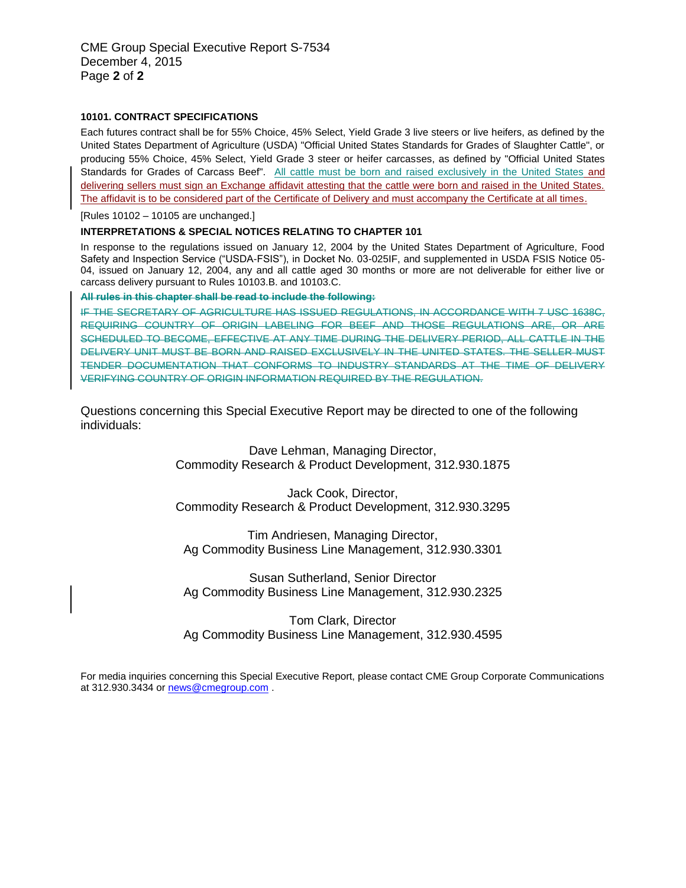**10101. CONTRACT SPECIFICATIONS**

Each futures contract shall be for 55% Choice, 45% Select, Yield Grade 3 live steers or live heifers, as defined by the United States Department of Agriculture (USDA) "Official United States Standards for Grades of Slaughter Cattle", or producing 55% Choice, 45% Select, Yield Grade 3 steer or heifer carcasses, as defined by "Official United States Standards for Grades of Carcass Beef". <u>All cattle must be born and raised exclusively in the United States and delivering sellers must sign an Exchange affidavit attesting that the cattle were born and raised in the United States. The affidavit is to be considered part of the Certificate of Delivery and must accompany the Certificate at all times.</u>

[Rules 10102 – 10105 are unchanged.]

**INTERPRETATIONS & SPECIAL NOTICES RELATING TO CHAPTER 101**

In response to the regulations issued on January 12, 2004 by the United States Department of Agriculture, Food Safety and Inspection Service ("USDA-FSIS"), in Docket No. 03-025IF, and supplemented in USDA FSIS Notice 05-04, issued on January 12, 2004, any and all cattle aged 30 months or more are not deliverable for either live or carcass delivery pursuant to Rules 10103.B. and 10103.C.

~~**All rules in this chapter shall be read to include the following:**~~

~~IF THE SECRETARY OF AGRICULTURE HAS ISSUED REGULATIONS, IN ACCORDANCE WITH 7 USC 1638C, REQUIRING COUNTRY OF ORIGIN LABELING FOR BEEF AND THOSE REGULATIONS ARE, OR ARE SCHEDULED TO BECOME, EFFECTIVE AT ANY TIME DURING THE DELIVERY PERIOD, ALL CATTLE IN THE DELIVERY UNIT MUST BE BORN AND RAISED EXCLUSIVELY IN THE UNITED STATES. THE SELLER MUST TENDER DOCUMENTATION THAT CONFORMS TO INDUSTRY STANDARDS AT THE TIME OF DELIVERY VERIFYING COUNTRY OF ORIGIN INFORMATION REQUIRED BY THE REGULATION.~~

Questions concerning this Special Executive Report may be directed to one of the following individuals:

Dave Lehman, Managing Director,
Commodity Research & Product Development, 312.930.1875

Jack Cook, Director,
Commodity Research & Product Development, 312.930.3295

Tim Andriesen, Managing Director,
Ag Commodity Business Line Management, 312.930.3301

Susan Sutherland, Senior Director
Ag Commodity Business Line Management, 312.930.2325

Tom Clark, Director
Ag Commodity Business Line Management, 312.930.4595

For media inquiries concerning this Special Executive Report, please contact CME Group Corporate Communications at 312.930.3434 or news@cmegroup.com .